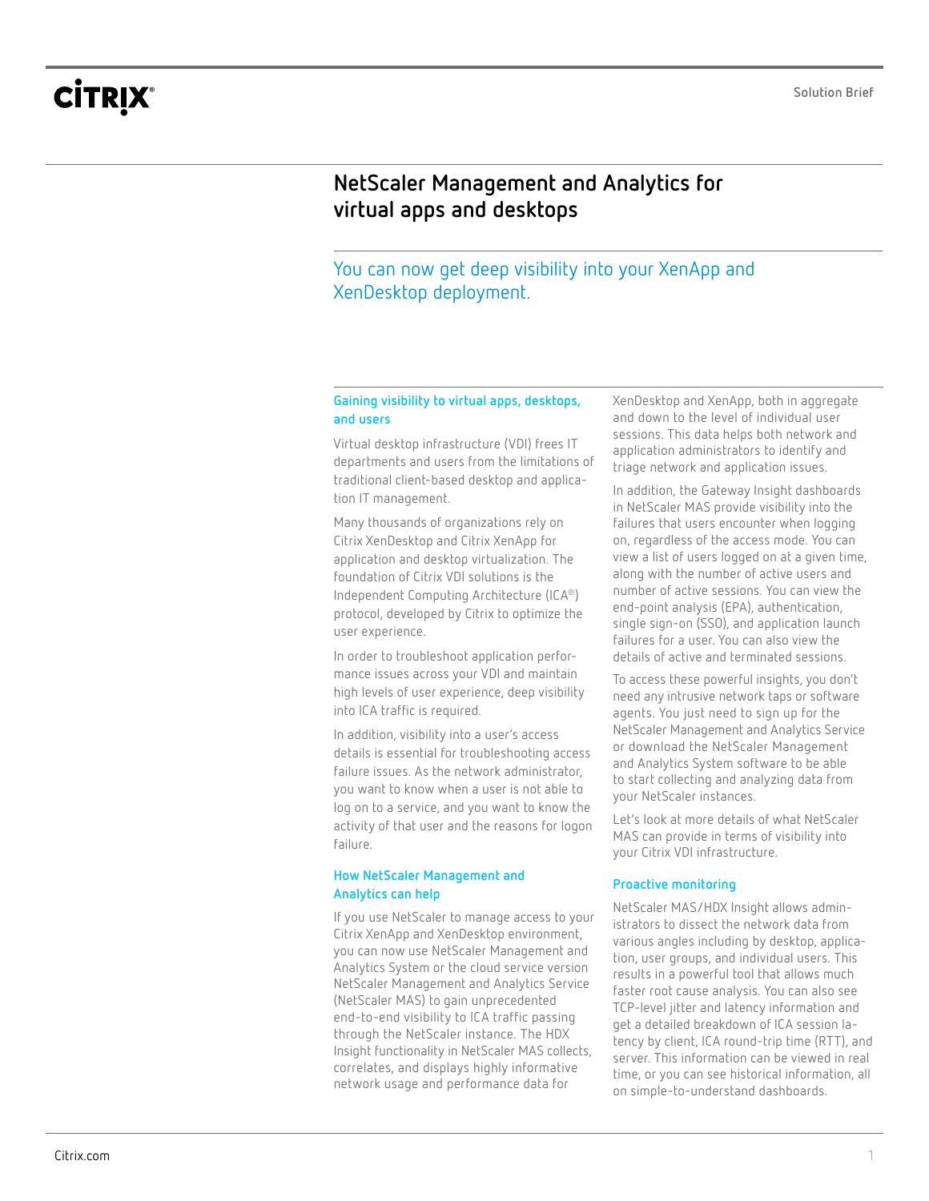# NetScaler Management and Analytics for virtual apps and desktops

## You can now get deep visibility into your XenApp and XenDesktop deployment.

### Gaining visibility to virtual apps, desktops, and users

Virtual desktop infrastructure (VDI) frees IT departments and users from the limitations of traditional client-based desktop and application IT management.

Many thousands of organizations rely on Citrix XenDesktop and Citrix XenApp for application and desktop virtualization. The foundation of Citrix VDI solutions is the Independent Computing Architecture (ICA®) protocol, developed by Citrix to optimize the user experience.

In order to troubleshoot application performance issues across your VDI and maintain high levels of user experience, deep visibility into ICA traffic is required.

In addition, visibility into a user's access details is essential for troubleshooting access failure issues. As the network administrator, you want to know when a user is not able to log on to a service, and you want to know the activity of that user and the reasons for logon failure.

### How NetScaler Management and Analytics can help

If you use NetScaler to manage access to your Citrix XenApp and XenDesktop environment, you can now use NetScaler Management and Analytics System or the cloud service version NetScaler Management and Analytics Service (NetScaler MAS) to gain unprecedented end-to-end visibility to ICA traffic passing through the NetScaler instance. The HDX Insight functionality in NetScaler MAS collects, correlates, and displays highly informative network usage and performance data for XenDesktop and XenApp, both in aggregate and down to the level of individual user sessions. This data helps both network and application administrators to identify and triage network and application issues.

In addition, the Gateway Insight dashboards in NetScaler MAS provide visibility into the failures that users encounter when logging on, regardless of the access mode. You can view a list of users logged on at a given time, along with the number of active users and number of active sessions. You can view the end-point analysis (EPA), authentication, single sign-on (SSO), and application launch failures for a user. You can also view the details of active and terminated sessions.

To access these powerful insights, you don't need any intrusive network taps or software agents. You just need to sign up for the NetScaler Management and Analytics Service or download the NetScaler Management and Analytics System software to be able to start collecting and analyzing data from your NetScaler instances.

Let's look at more details of what NetScaler MAS can provide in terms of visibility into your Citrix VDI infrastructure.

### Proactive monitoring

NetScaler MAS/HDX Insight allows administrators to dissect the network data from various angles including by desktop, application, user groups, and individual users. This results in a powerful tool that allows much faster root cause analysis. You can also see TCP-level jitter and latency information and get a detailed breakdown of ICA session latency by client, ICA round-trip time (RTT), and server. This information can be viewed in real time, or you can see historical information, all on simple-to-understand dashboards.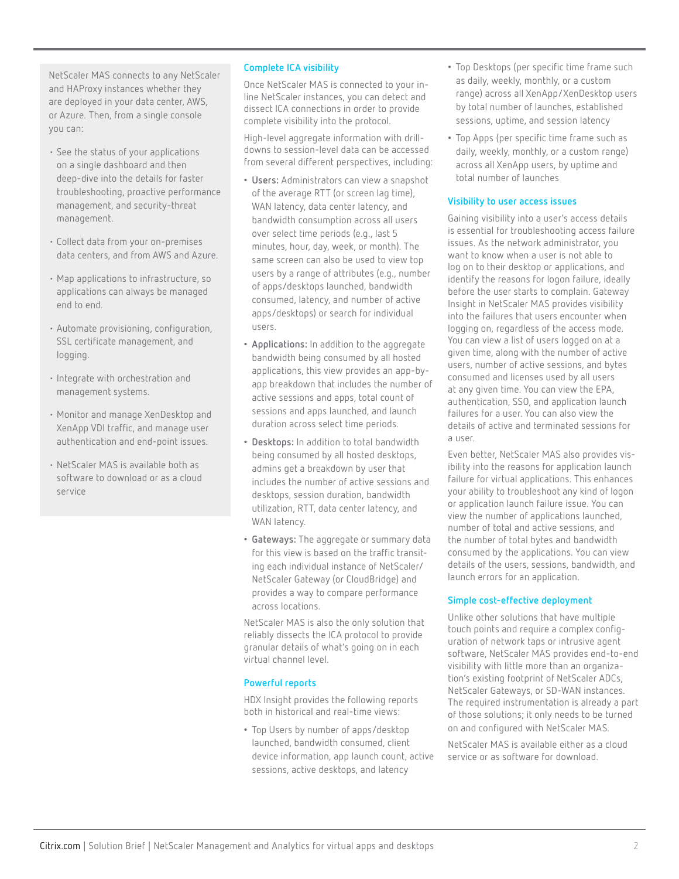NetScaler MAS connects to any NetScaler and HAProxy instances whether they are deployed in your data center, AWS, or Azure. Then, from a single console you can:

- See the status of your applications on a single dashboard and then deep-dive into the details for faster troubleshooting, proactive performance management, and security-threat management.
- Collect data from your on-premises data centers, and from AWS and Azure.
- Map applications to infrastructure, so applications can always be managed end to end.
- Automate provisioning, configuration, SSL certificate management, and logging.
- Integrate with orchestration and management systems.
- Monitor and manage XenDesktop and XenApp VDI traffic, and manage user authentication and end-point issues.
- NetScaler MAS is available both as software to download or as a cloud service

### Complete ICA visibility

Once NetScaler MAS is connected to your in-line NetScaler instances, you can detect and dissect ICA connections in order to provide complete visibility into the protocol.

High-level aggregate information with drill-downs to session-level data can be accessed from several different perspectives, including:

- **Users:** Administrators can view a snapshot of the average RTT (or screen lag time), WAN latency, data center latency, and bandwidth consumption across all users over select time periods (e.g., last 5 minutes, hour, day, week, or month). The same screen can also be used to view top users by a range of attributes (e.g., number of apps/desktops launched, bandwidth consumed, latency, and number of active apps/desktops) or search for individual users.
- **Applications:** In addition to the aggregate bandwidth being consumed by all hosted applications, this view provides an app-by-app breakdown that includes the number of active sessions and apps, total count of sessions and apps launched, and launch duration across select time periods.
- **Desktops:** In addition to total bandwidth being consumed by all hosted desktops, admins get a breakdown by user that includes the number of active sessions and desktops, session duration, bandwidth utilization, RTT, data center latency, and WAN latency.
- **Gateways:** The aggregate or summary data for this view is based on the traffic transiting each individual instance of NetScaler/NetScaler Gateway (or CloudBridge) and provides a way to compare performance across locations.

NetScaler MAS is also the only solution that reliably dissects the ICA protocol to provide granular details of what's going on in each virtual channel level.

### Powerful reports

HDX Insight provides the following reports both in historical and real-time views:

- Top Users by number of apps/desktop launched, bandwidth consumed, client device information, app launch count, active sessions, active desktops, and latency
- Top Desktops (per specific time frame such as daily, weekly, monthly, or a custom range) across all XenApp/XenDesktop users by total number of launches, established sessions, uptime, and session latency
- Top Apps (per specific time frame such as daily, weekly, monthly, or a custom range) across all XenApp users, by uptime and total number of launches

### Visibility to user access issues

Gaining visibility into a user's access details is essential for troubleshooting access failure issues. As the network administrator, you want to know when a user is not able to log on to their desktop or applications, and identify the reasons for logon failure, ideally before the user starts to complain. Gateway Insight in NetScaler MAS provides visibility into the failures that users encounter when logging on, regardless of the access mode. You can view a list of users logged on at a given time, along with the number of active users, number of active sessions, and bytes consumed and licenses used by all users at any given time. You can view the EPA, authentication, SSO, and application launch failures for a user. You can also view the details of active and terminated sessions for a user.

Even better, NetScaler MAS also provides visibility into the reasons for application launch failure for virtual applications. This enhances your ability to troubleshoot any kind of logon or application launch failure issue. You can view the number of applications launched, number of total and active sessions, and the number of total bytes and bandwidth consumed by the applications. You can view details of the users, sessions, bandwidth, and launch errors for an application.

### Simple cost-effective deployment

Unlike other solutions that have multiple touch points and require a complex configuration of network taps or intrusive agent software, NetScaler MAS provides end-to-end visibility with little more than an organization's existing footprint of NetScaler ADCs, NetScaler Gateways, or SD-WAN instances. The required instrumentation is already a part of those solutions; it only needs to be turned on and configured with NetScaler MAS.

NetScaler MAS is available either as a cloud service or as software for download.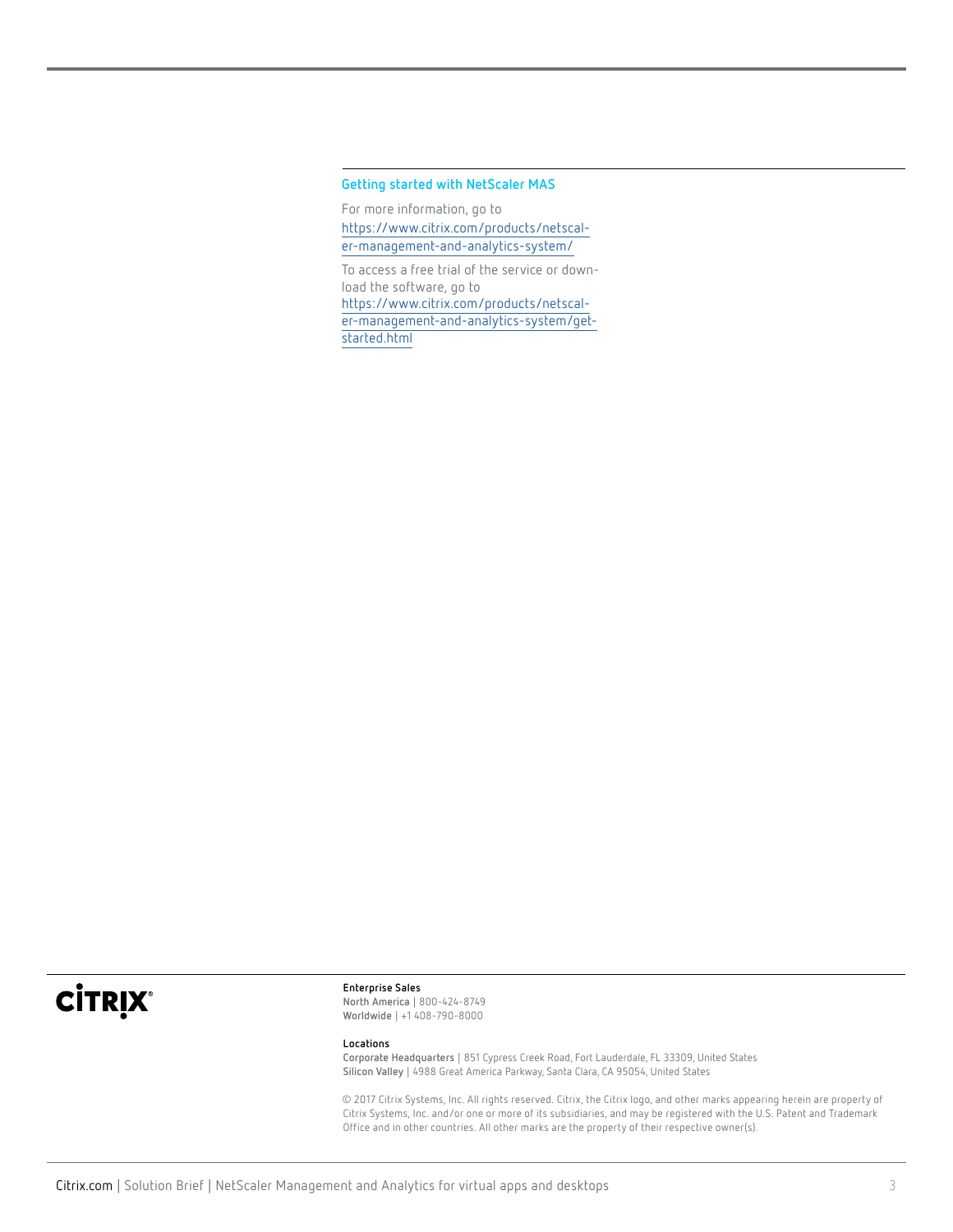## Getting started with NetScaler MAS

For more information, go to https://www.citrix.com/products/netscaler-management-and-analytics-system/

To access a free trial of the service or download the software, go to https://www.citrix.com/products/netscaler-management-and-analytics-system/get-started.html

**Enterprise Sales**
**North America** | 800-424-8749
**Worldwide** | +1 408-790-8000

**Locations**
**Corporate Headquarters** | 851 Cypress Creek Road, Fort Lauderdale, FL 33309, United States
**Silicon Valley** | 4988 Great America Parkway, Santa Clara, CA 95054, United States

© 2017 Citrix Systems, Inc. All rights reserved. Citrix, the Citrix logo, and other marks appearing herein are property of Citrix Systems, Inc. and/or one or more of its subsidiaries, and may be registered with the U.S. Patent and Trademark Office and in other countries. All other marks are the property of their respective owner(s).